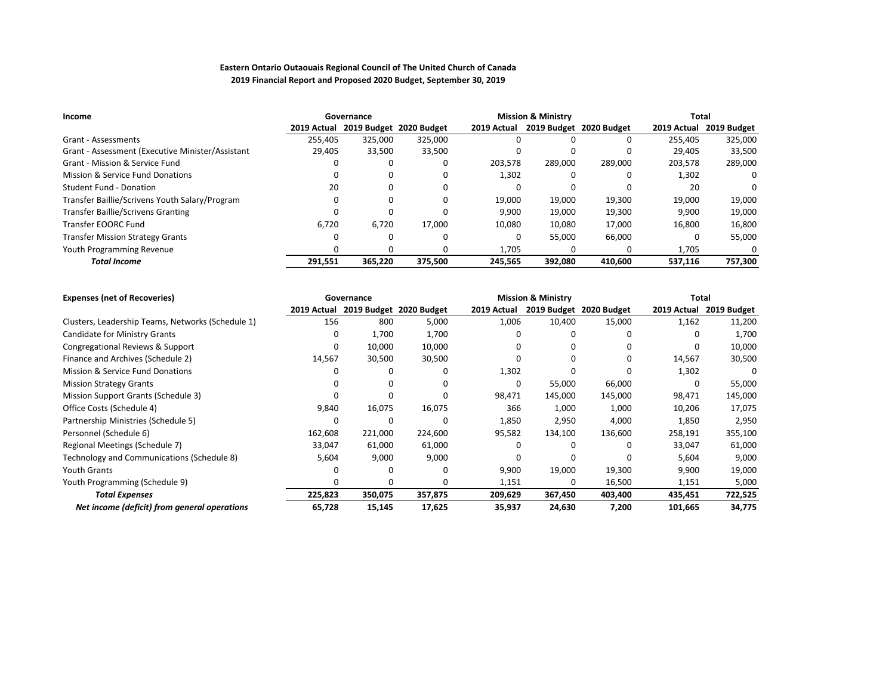**Eastern Ontario Outaouais Regional Council of The United Church of Canada**
**2019 Financial Report and Proposed 2020 Budget, September 30, 2019**

| **Income** | **Governance** | | | **Mission & Ministry** | | | **Total** | |
|---|---|---|---|---|---|---|---|---|
| | **2019 Actual** | **2019 Budget** | **2020 Budget** | **2019 Actual** | **2019 Budget** | **2020 Budget** | **2019 Actual** | **2019 Budget** |
| Grant - Assessments | 255,405 | 325,000 | 325,000 | 0 | 0 | 0 | 255,405 | 325,000 |
| Grant - Assessment (Executive Minister/Assistant | 29,405 | 33,500 | 33,500 | 0 | 0 | 0 | 29,405 | 33,500 |
| Grant - Mission & Service Fund | 0 | 0 | 0 | 203,578 | 289,000 | 289,000 | 203,578 | 289,000 |
| Mission & Service Fund Donations | 0 | 0 | 0 | 1,302 | 0 | 0 | 1,302 | 0 |
| Student Fund - Donation | 20 | 0 | 0 | 0 | 0 | 0 | 20 | 0 |
| Transfer Baillie/Scrivens Youth Salary/Program | 0 | 0 | 0 | 19,000 | 19,000 | 19,300 | 19,000 | 19,000 |
| Transfer Baillie/Scrivens Granting | 0 | 0 | 0 | 9,900 | 19,000 | 19,300 | 9,900 | 19,000 |
| Transfer EOORC Fund | 6,720 | 6,720 | 17,000 | 10,080 | 10,080 | 17,000 | 16,800 | 16,800 |
| Transfer Mission Strategy Grants | 0 | 0 | 0 | 0 | 55,000 | 66,000 | 0 | 55,000 |
| Youth Programming Revenue | 0 | 0 | 0 | 1,705 | 0 | 0 | 1,705 | 0 |
| ***Total Income*** | **291,551** | **365,220** | **375,500** | **245,565** | **392,080** | **410,600** | **537,116** | **757,300** |

| **Expenses (net of Recoveries)** | **Governance** | | | **Mission & Ministry** | | | **Total** | |
|---|---|---|---|---|---|---|---|---|
| | **2019 Actual** | **2019 Budget** | **2020 Budget** | **2019 Actual** | **2019 Budget** | **2020 Budget** | **2019 Actual** | **2019 Budget** |
| Clusters, Leadership Teams, Networks (Schedule 1) | 156 | 800 | 5,000 | 1,006 | 10,400 | 15,000 | 1,162 | 11,200 |
| Candidate for Ministry Grants | 0 | 1,700 | 1,700 | 0 | 0 | 0 | 0 | 1,700 |
| Congregational Reviews & Support | 0 | 10,000 | 10,000 | 0 | 0 | 0 | 0 | 10,000 |
| Finance and Archives (Schedule 2) | 14,567 | 30,500 | 30,500 | 0 | 0 | 0 | 14,567 | 30,500 |
| Mission & Service Fund Donations | 0 | 0 | 0 | 1,302 | 0 | 0 | 1,302 | 0 |
| Mission Strategy Grants | 0 | 0 | 0 | 0 | 55,000 | 66,000 | 0 | 55,000 |
| Mission Support Grants (Schedule 3) | 0 | 0 | 0 | 98,471 | 145,000 | 145,000 | 98,471 | 145,000 |
| Office Costs (Schedule 4) | 9,840 | 16,075 | 16,075 | 366 | 1,000 | 1,000 | 10,206 | 17,075 |
| Partnership Ministries (Schedule 5) | 0 | 0 | 0 | 1,850 | 2,950 | 4,000 | 1,850 | 2,950 |
| Personnel (Schedule 6) | 162,608 | 221,000 | 224,600 | 95,582 | 134,100 | 136,600 | 258,191 | 355,100 |
| Regional Meetings (Schedule 7) | 33,047 | 61,000 | 61,000 | 0 | 0 | 0 | 33,047 | 61,000 |
| Technology and Communications (Schedule 8) | 5,604 | 9,000 | 9,000 | 0 | 0 | 0 | 5,604 | 9,000 |
| Youth Grants | 0 | 0 | 0 | 9,900 | 19,000 | 19,300 | 9,900 | 19,000 |
| Youth Programming (Schedule 9) | 0 | 0 | 0 | 1,151 | 0 | 16,500 | 1,151 | 5,000 |
| ***Total Expenses*** | **225,823** | **350,075** | **357,875** | **209,629** | **367,450** | **403,400** | **435,451** | **722,525** |
| ***Net income (deficit) from general operations*** | **65,728** | **15,145** | **17,625** | **35,937** | **24,630** | **7,200** | **101,665** | **34,775** |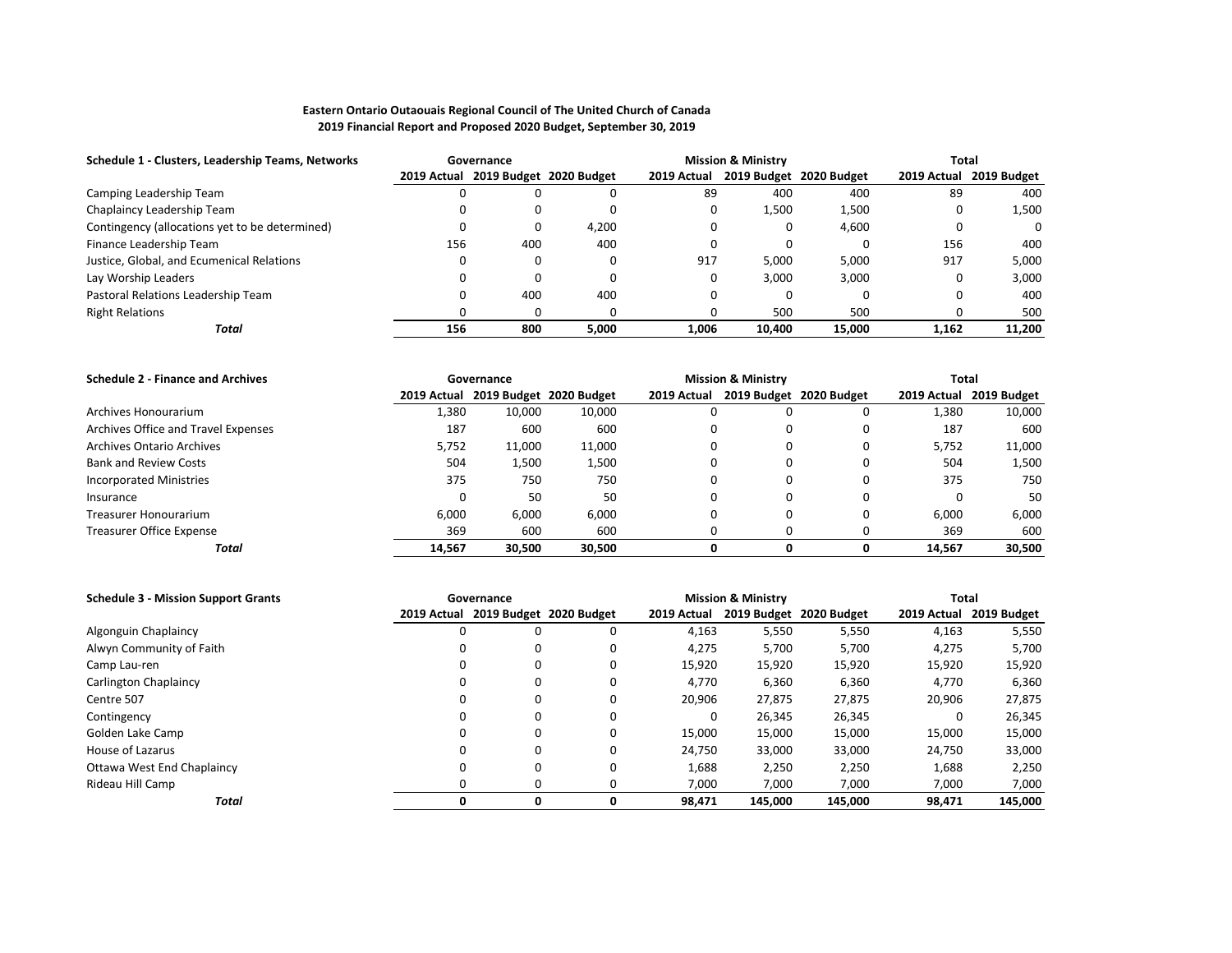**Eastern Ontario Outaouais Regional Council of The United Church of Canada**
**2019 Financial Report and Proposed 2020 Budget, September 30, 2019**

| Schedule 1 - Clusters, Leadership Teams, Networks | Governance | | | Mission & Ministry | | | Total | |
|---|---|---|---|---|---|---|---|---|
| | 2019 Actual | 2019 Budget | 2020 Budget | 2019 Actual | 2019 Budget | 2020 Budget | 2019 Actual | 2019 Budget |
| Camping Leadership Team | 0 | 0 | 0 | 89 | 400 | 400 | 89 | 400 |
| Chaplaincy Leadership Team | 0 | 0 | 0 | 0 | 1,500 | 1,500 | 0 | 1,500 |
| Contingency (allocations yet to be determined) | 0 | 0 | 4,200 | 0 | 0 | 4,600 | 0 | 0 |
| Finance Leadership Team | 156 | 400 | 400 | 0 | 0 | 0 | 156 | 400 |
| Justice, Global, and Ecumenical Relations | 0 | 0 | 0 | 917 | 5,000 | 5,000 | 917 | 5,000 |
| Lay Worship Leaders | 0 | 0 | 0 | 0 | 3,000 | 3,000 | 0 | 3,000 |
| Pastoral Relations Leadership Team | 0 | 400 | 400 | 0 | 0 | 0 | 0 | 400 |
| Right Relations | 0 | 0 | 0 | 0 | 500 | 500 | 0 | 500 |
| ***Total*** | **156** | **800** | **5,000** | **1,006** | **10,400** | **15,000** | **1,162** | **11,200** |

| Schedule 2 - Finance and Archives | Governance | | | Mission & Ministry | | | Total | |
|---|---|---|---|---|---|---|---|---|
| | 2019 Actual | 2019 Budget | 2020 Budget | 2019 Actual | 2019 Budget | 2020 Budget | 2019 Actual | 2019 Budget |
| Archives Honourarium | 1,380 | 10,000 | 10,000 | 0 | 0 | 0 | 1,380 | 10,000 |
| Archives Office and Travel Expenses | 187 | 600 | 600 | 0 | 0 | 0 | 187 | 600 |
| Archives Ontario Archives | 5,752 | 11,000 | 11,000 | 0 | 0 | 0 | 5,752 | 11,000 |
| Bank and Review Costs | 504 | 1,500 | 1,500 | 0 | 0 | 0 | 504 | 1,500 |
| Incorporated Ministries | 375 | 750 | 750 | 0 | 0 | 0 | 375 | 750 |
| Insurance | 0 | 50 | 50 | 0 | 0 | 0 | 0 | 50 |
| Treasurer Honourarium | 6,000 | 6,000 | 6,000 | 0 | 0 | 0 | 6,000 | 6,000 |
| Treasurer Office Expense | 369 | 600 | 600 | 0 | 0 | 0 | 369 | 600 |
| ***Total*** | **14,567** | **30,500** | **30,500** | **0** | **0** | **0** | **14,567** | **30,500** |

| Schedule 3 - Mission Support Grants | Governance | | | Mission & Ministry | | | Total | |
|---|---|---|---|---|---|---|---|---|
| | 2019 Actual | 2019 Budget | 2020 Budget | 2019 Actual | 2019 Budget | 2020 Budget | 2019 Actual | 2019 Budget |
| Algonguin Chaplaincy | 0 | 0 | 0 | 4,163 | 5,550 | 5,550 | 4,163 | 5,550 |
| Alwyn Community of Faith | 0 | 0 | 0 | 4,275 | 5,700 | 5,700 | 4,275 | 5,700 |
| Camp Lau-ren | 0 | 0 | 0 | 15,920 | 15,920 | 15,920 | 15,920 | 15,920 |
| Carlington Chaplaincy | 0 | 0 | 0 | 4,770 | 6,360 | 6,360 | 4,770 | 6,360 |
| Centre 507 | 0 | 0 | 0 | 20,906 | 27,875 | 27,875 | 20,906 | 27,875 |
| Contingency | 0 | 0 | 0 | 0 | 26,345 | 26,345 | 0 | 26,345 |
| Golden Lake Camp | 0 | 0 | 0 | 15,000 | 15,000 | 15,000 | 15,000 | 15,000 |
| House of Lazarus | 0 | 0 | 0 | 24,750 | 33,000 | 33,000 | 24,750 | 33,000 |
| Ottawa West End Chaplaincy | 0 | 0 | 0 | 1,688 | 2,250 | 2,250 | 1,688 | 2,250 |
| Rideau Hill Camp | 0 | 0 | 0 | 7,000 | 7,000 | 7,000 | 7,000 | 7,000 |
| ***Total*** | **0** | **0** | **0** | **98,471** | **145,000** | **145,000** | **98,471** | **145,000** |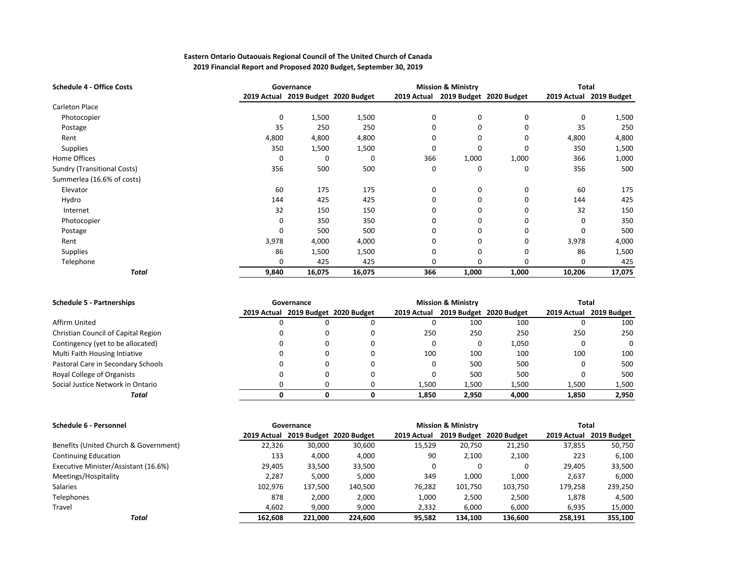**Eastern Ontario Outaouais Regional Council of The United Church of Canada**
**2019 Financial Report and Proposed 2020 Budget, September 30, 2019**

| Schedule 4 - Office Costs | Governance | | | Mission & Ministry | | | Total | |
|---|---|---|---|---|---|---|---|---|
| | 2019 Actual | 2019 Budget | 2020 Budget | 2019 Actual | 2019 Budget | 2020 Budget | 2019 Actual | 2019 Budget |
| Carleton Place | | | | | | | | |
| Photocopier | 0 | 1,500 | 1,500 | 0 | 0 | 0 | 0 | 1,500 |
| Postage | 35 | 250 | 250 | 0 | 0 | 0 | 35 | 250 |
| Rent | 4,800 | 4,800 | 4,800 | 0 | 0 | 0 | 4,800 | 4,800 |
| Supplies | 350 | 1,500 | 1,500 | 0 | 0 | 0 | 350 | 1,500 |
| Home Offices | 0 | 0 | 0 | 366 | 1,000 | 1,000 | 366 | 1,000 |
| Sundry (Transitional Costs) | 356 | 500 | 500 | 0 | 0 | 0 | 356 | 500 |
| Summerlea (16.6% of costs) | | | | | | | | |
| Elevator | 60 | 175 | 175 | 0 | 0 | 0 | 60 | 175 |
| Hydro | 144 | 425 | 425 | 0 | 0 | 0 | 144 | 425 |
| Internet | 32 | 150 | 150 | 0 | 0 | 0 | 32 | 150 |
| Photocopier | 0 | 350 | 350 | 0 | 0 | 0 | 0 | 350 |
| Postage | 0 | 500 | 500 | 0 | 0 | 0 | 0 | 500 |
| Rent | 3,978 | 4,000 | 4,000 | 0 | 0 | 0 | 3,978 | 4,000 |
| Supplies | 86 | 1,500 | 1,500 | 0 | 0 | 0 | 86 | 1,500 |
| Telephone | 0 | 425 | 425 | 0 | 0 | 0 | 0 | 425 |
| ***Total*** | **9,840** | **16,075** | **16,075** | **366** | **1,000** | **1,000** | **10,206** | **17,075** |

| Schedule 5 - Partnerships | Governance | | | Mission & Ministry | | | Total | |
|---|---|---|---|---|---|---|---|---|
| | 2019 Actual | 2019 Budget | 2020 Budget | 2019 Actual | 2019 Budget | 2020 Budget | 2019 Actual | 2019 Budget |
| Affirm United | 0 | 0 | 0 | 0 | 100 | 100 | 0 | 100 |
| Christian Council of Capital Region | 0 | 0 | 0 | 250 | 250 | 250 | 250 | 250 |
| Contingency (yet to be allocated) | 0 | 0 | 0 | 0 | 0 | 1,050 | 0 | 0 |
| Multi Faith Housing Intiative | 0 | 0 | 0 | 100 | 100 | 100 | 100 | 100 |
| Pastoral Care in Secondary Schools | 0 | 0 | 0 | 0 | 500 | 500 | 0 | 500 |
| Royal College of Organists | 0 | 0 | 0 | 0 | 500 | 500 | 0 | 500 |
| Social Justice Network in Ontario | 0 | 0 | 0 | 1,500 | 1,500 | 1,500 | 1,500 | 1,500 |
| ***Total*** | **0** | **0** | **0** | **1,850** | **2,950** | **4,000** | **1,850** | **2,950** |

| Schedule 6 - Personnel | Governance | | | Mission & Ministry | | | Total | |
|---|---|---|---|---|---|---|---|---|
| | 2019 Actual | 2019 Budget | 2020 Budget | 2019 Actual | 2019 Budget | 2020 Budget | 2019 Actual | 2019 Budget |
| Benefits (United Church & Government) | 22,326 | 30,000 | 30,600 | 15,529 | 20,750 | 21,250 | 37,855 | 50,750 |
| Continuing Education | 133 | 4,000 | 4,000 | 90 | 2,100 | 2,100 | 223 | 6,100 |
| Executive Minister/Assistant (16.6%) | 29,405 | 33,500 | 33,500 | 0 | 0 | 0 | 29,405 | 33,500 |
| Meetings/Hospitality | 2,287 | 5,000 | 5,000 | 349 | 1,000 | 1,000 | 2,637 | 6,000 |
| Salaries | 102,976 | 137,500 | 140,500 | 76,282 | 101,750 | 103,750 | 179,258 | 239,250 |
| Telephones | 878 | 2,000 | 2,000 | 1,000 | 2,500 | 2,500 | 1,878 | 4,500 |
| Travel | 4,602 | 9,000 | 9,000 | 2,332 | 6,000 | 6,000 | 6,935 | 15,000 |
| ***Total*** | **162,608** | **221,000** | **224,600** | **95,582** | **134,100** | **136,600** | **258,191** | **355,100** |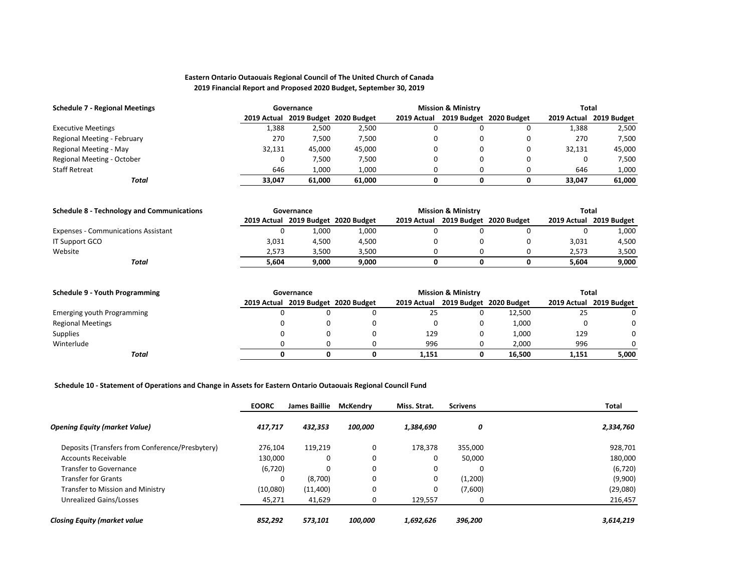**Eastern Ontario Outaouais Regional Council of The United Church of Canada**
**2019 Financial Report and Proposed 2020 Budget, September 30, 2019**

| **Schedule 7 - Regional Meetings** | Governance | | | Mission & Ministry | | | Total | |
|---|---|---|---|---|---|---|---|---|
| | 2019 Actual | 2019 Budget | 2020 Budget | 2019 Actual | 2019 Budget | 2020 Budget | 2019 Actual | 2019 Budget |
| Executive Meetings | 1,388 | 2,500 | 2,500 | 0 | 0 | 0 | 1,388 | 2,500 |
| Regional Meeting - February | 270 | 7,500 | 7,500 | 0 | 0 | 0 | 270 | 7,500 |
| Regional Meeting - May | 32,131 | 45,000 | 45,000 | 0 | 0 | 0 | 32,131 | 45,000 |
| Regional Meeting - October | 0 | 7,500 | 7,500 | 0 | 0 | 0 | 0 | 7,500 |
| Staff Retreat | 646 | 1,000 | 1,000 | 0 | 0 | 0 | 646 | 1,000 |
| ***Total*** | **33,047** | **61,000** | **61,000** | **0** | **0** | **0** | **33,047** | **61,000** |

| **Schedule 8 - Technology and Communications** | Governance | | | Mission & Ministry | | | Total | |
|---|---|---|---|---|---|---|---|---|
| | 2019 Actual | 2019 Budget | 2020 Budget | 2019 Actual | 2019 Budget | 2020 Budget | 2019 Actual | 2019 Budget |
| Expenses - Communications Assistant | 0 | 1,000 | 1,000 | 0 | 0 | 0 | 0 | 1,000 |
| IT Support GCO | 3,031 | 4,500 | 4,500 | 0 | 0 | 0 | 3,031 | 4,500 |
| Website | 2,573 | 3,500 | 3,500 | 0 | 0 | 0 | 2,573 | 3,500 |
| ***Total*** | **5,604** | **9,000** | **9,000** | **0** | **0** | **0** | **5,604** | **9,000** |

| **Schedule 9 - Youth Programming** | Governance | | | Mission & Ministry | | | Total | |
|---|---|---|---|---|---|---|---|---|
| | 2019 Actual | 2019 Budget | 2020 Budget | 2019 Actual | 2019 Budget | 2020 Budget | 2019 Actual | 2019 Budget |
| Emerging youth Programming | 0 | 0 | 0 | 25 | 0 | 12,500 | 25 | 0 |
| Regional Meetings | 0 | 0 | 0 | 0 | 0 | 1,000 | 0 | 0 |
| Supplies | 0 | 0 | 0 | 129 | 0 | 1,000 | 129 | 0 |
| Winterlude | 0 | 0 | 0 | 996 | 0 | 2,000 | 996 | 0 |
| ***Total*** | **0** | **0** | **0** | **1,151** | **0** | **16,500** | **1,151** | **5,000** |

**Schedule 10 - Statement of Operations and Change in Assets for Eastern Ontario Outaouais Regional Council Fund**

| | EOORC | James Baillie | McKendry | Miss. Strat. | Scrivens | Total |
|---|---|---|---|---|---|---|
| ***Opening Equity (market Value)*** | *417,717* | *432,353* | *100,000* | *1,384,690* | *0* | *2,334,760* |
| Deposits (Transfers from Conference/Presbytery) | 276,104 | 119,219 | 0 | 178,378 | 355,000 | 928,701 |
| Accounts Receivable | 130,000 | 0 | 0 | 0 | 50,000 | 180,000 |
| Transfer to Governance | (6,720) | 0 | 0 | 0 | 0 | (6,720) |
| Transfer for Grants | 0 | (8,700) | 0 | 0 | (1,200) | (9,900) |
| Transfer to Mission and Ministry | (10,080) | (11,400) | 0 | 0 | (7,600) | (29,080) |
| Unrealized Gains/Losses | 45,271 | 41,629 | 0 | 129,557 | 0 | 216,457 |
| ***Closing Equity (market value*** | *852,292* | *573,101* | *100,000* | *1,692,626* | *396,200* | *3,614,219* |